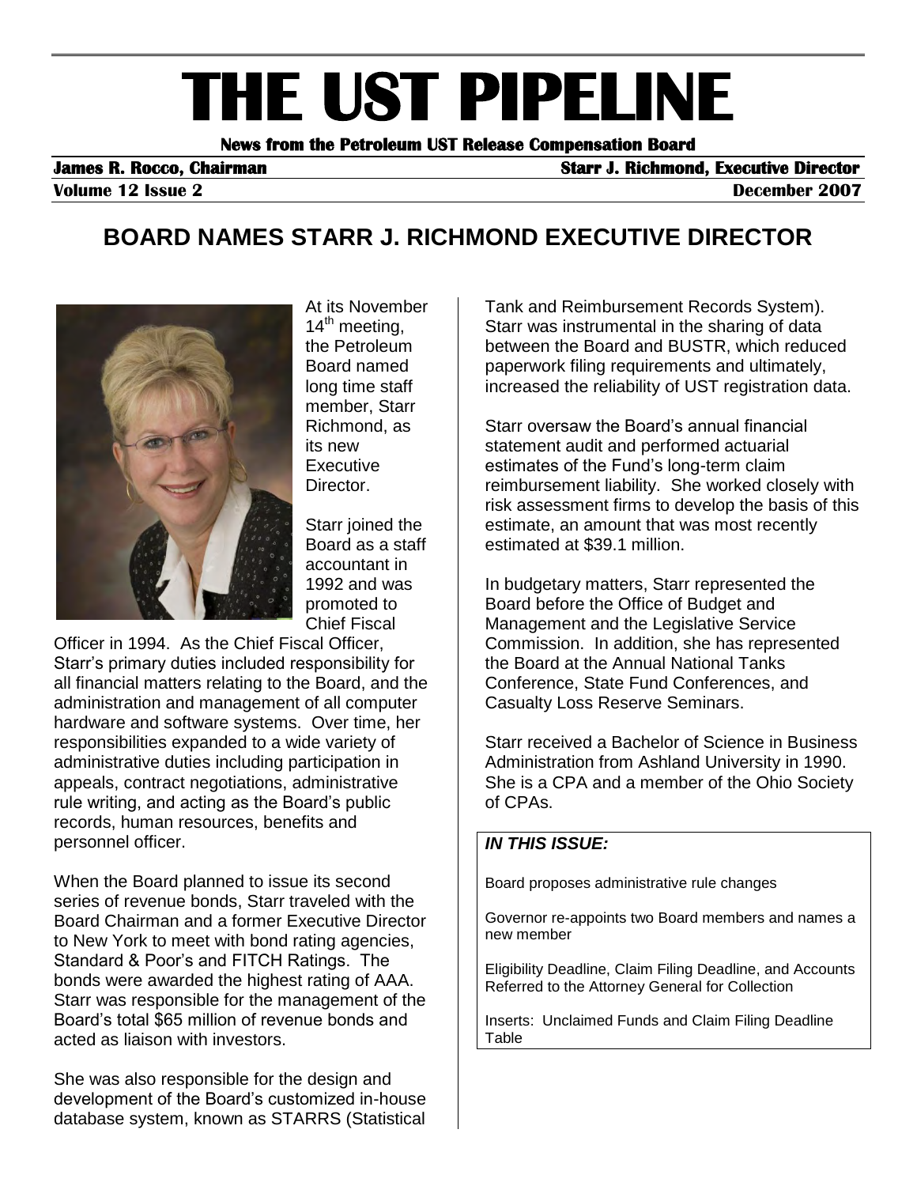# THE UST PIPELINE

**News from the Petroleum UST Release Compensation Board**

**James R. Rocco, Chairman** — **Starr J. Richmond, Executive Director**

**Volume 12 Issue 2** — **December 2007**

## BOARD NAMES STARR J. RICHMOND EXECUTIVE DIRECTOR

At its November 14th meeting, the Petroleum Board named long time staff member, Starr Richmond, as its new Executive Director.

Starr joined the Board as a staff accountant in 1992 and was promoted to Chief Fiscal Officer in 1994. As the Chief Fiscal Officer, Starr's primary duties included responsibility for all financial matters relating to the Board, and the administration and management of all computer hardware and software systems. Over time, her responsibilities expanded to a wide variety of administrative duties including participation in appeals, contract negotiations, administrative rule writing, and acting as the Board's public records, human resources, benefits and personnel officer.

When the Board planned to issue its second series of revenue bonds, Starr traveled with the Board Chairman and a former Executive Director to New York to meet with bond rating agencies, Standard & Poor's and FITCH Ratings. The bonds were awarded the highest rating of AAA. Starr was responsible for the management of the Board's total $65 million of revenue bonds and acted as liaison with investors.

She was also responsible for the design and development of the Board's customized in-house database system, known as STARRS (Statistical Tank and Reimbursement Records System). Starr was instrumental in the sharing of data between the Board and BUSTR, which reduced paperwork filing requirements and ultimately, increased the reliability of UST registration data.

Starr oversaw the Board's annual financial statement audit and performed actuarial estimates of the Fund's long-term claim reimbursement liability. She worked closely with risk assessment firms to develop the basis of this estimate, an amount that was most recently estimated at $39.1 million.

In budgetary matters, Starr represented the Board before the Office of Budget and Management and the Legislative Service Commission. In addition, she has represented the Board at the Annual National Tanks Conference, State Fund Conferences, and Casualty Loss Reserve Seminars.

Starr received a Bachelor of Science in Business Administration from Ashland University in 1990. She is a CPA and a member of the Ohio Society of CPAs.

***IN THIS ISSUE:***

Board proposes administrative rule changes

Governor re-appoints two Board members and names a new member

Eligibility Deadline, Claim Filing Deadline, and Accounts Referred to the Attorney General for Collection

Inserts: Unclaimed Funds and Claim Filing Deadline Table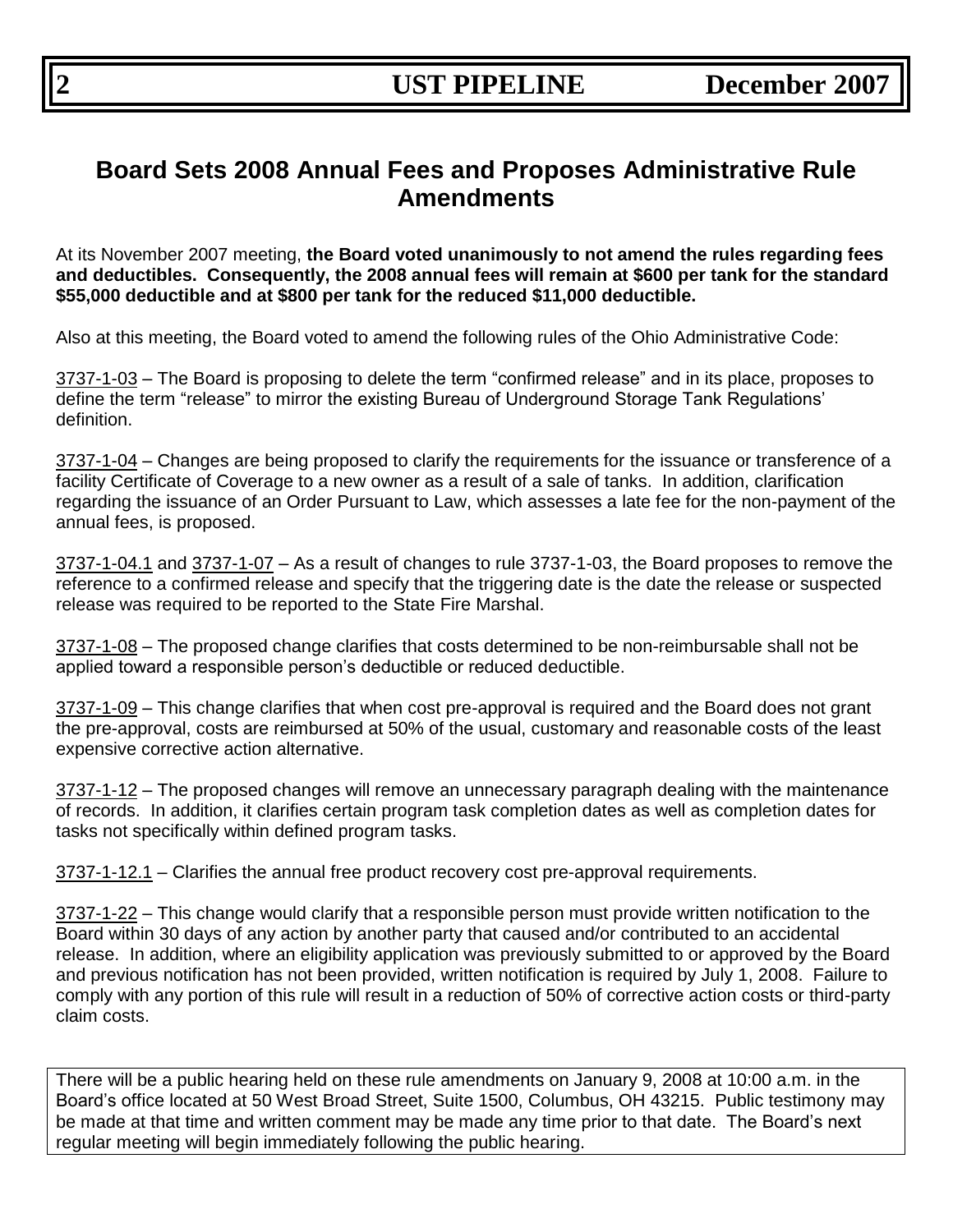# Board Sets 2008 Annual Fees and Proposes Administrative Rule Amendments

At its November 2007 meeting, **the Board voted unanimously to not amend the rules regarding fees and deductibles. Consequently, the 2008 annual fees will remain at $600 per tank for the standard $55,000 deductible and at $800 per tank for the reduced $11,000 deductible.**

Also at this meeting, the Board voted to amend the following rules of the Ohio Administrative Code:

3737-1-03 – The Board is proposing to delete the term "confirmed release" and in its place, proposes to define the term "release" to mirror the existing Bureau of Underground Storage Tank Regulations' definition.

3737-1-04 – Changes are being proposed to clarify the requirements for the issuance or transference of a facility Certificate of Coverage to a new owner as a result of a sale of tanks. In addition, clarification regarding the issuance of an Order Pursuant to Law, which assesses a late fee for the non-payment of the annual fees, is proposed.

3737-1-04.1 and 3737-1-07 – As a result of changes to rule 3737-1-03, the Board proposes to remove the reference to a confirmed release and specify that the triggering date is the date the release or suspected release was required to be reported to the State Fire Marshal.

3737-1-08 – The proposed change clarifies that costs determined to be non-reimbursable shall not be applied toward a responsible person's deductible or reduced deductible.

3737-1-09 – This change clarifies that when cost pre-approval is required and the Board does not grant the pre-approval, costs are reimbursed at 50% of the usual, customary and reasonable costs of the least expensive corrective action alternative.

3737-1-12 – The proposed changes will remove an unnecessary paragraph dealing with the maintenance of records. In addition, it clarifies certain program task completion dates as well as completion dates for tasks not specifically within defined program tasks.

3737-1-12.1 – Clarifies the annual free product recovery cost pre-approval requirements.

3737-1-22 – This change would clarify that a responsible person must provide written notification to the Board within 30 days of any action by another party that caused and/or contributed to an accidental release. In addition, where an eligibility application was previously submitted to or approved by the Board and previous notification has not been provided, written notification is required by July 1, 2008. Failure to comply with any portion of this rule will result in a reduction of 50% of corrective action costs or third-party claim costs.

There will be a public hearing held on these rule amendments on January 9, 2008 at 10:00 a.m. in the Board's office located at 50 West Broad Street, Suite 1500, Columbus, OH 43215. Public testimony may be made at that time and written comment may be made any time prior to that date. The Board's next regular meeting will begin immediately following the public hearing.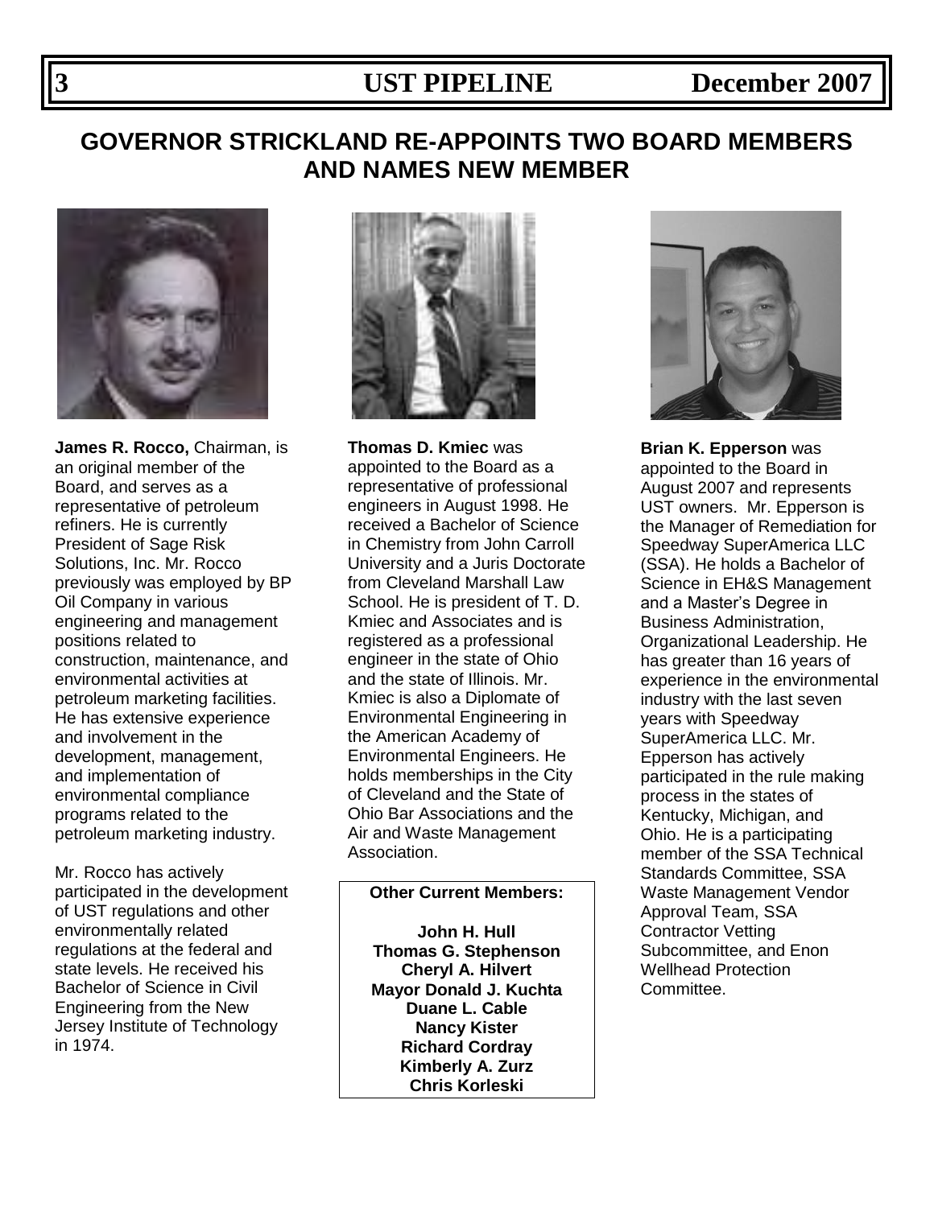## GOVERNOR STRICKLAND RE-APPOINTS TWO BOARD MEMBERS AND NAMES NEW MEMBER

**James R. Rocco,** Chairman, is an original member of the Board, and serves as a representative of petroleum refiners. He is currently President of Sage Risk Solutions, Inc. Mr. Rocco previously was employed by BP Oil Company in various engineering and management positions related to construction, maintenance, and environmental activities at petroleum marketing facilities. He has extensive experience and involvement in the development, management, and implementation of environmental compliance programs related to the petroleum marketing industry.

Mr. Rocco has actively participated in the development of UST regulations and other environmentally related regulations at the federal and state levels. He received his Bachelor of Science in Civil Engineering from the New Jersey Institute of Technology in 1974.

**Thomas D. Kmiec** was appointed to the Board as a representative of professional engineers in August 1998. He received a Bachelor of Science in Chemistry from John Carroll University and a Juris Doctorate from Cleveland Marshall Law School. He is president of T. D. Kmiec and Associates and is registered as a professional engineer in the state of Ohio and the state of Illinois. Mr. Kmiec is also a Diplomate of Environmental Engineering in the American Academy of Environmental Engineers. He holds memberships in the City of Cleveland and the State of Ohio Bar Associations and the Air and Waste Management Association.

**Other Current Members:**

**John H. Hull**
**Thomas G. Stephenson**
**Cheryl A. Hilvert**
**Mayor Donald J. Kuchta**
**Duane L. Cable**
**Nancy Kister**
**Richard Cordray**
**Kimberly A. Zurz**
**Chris Korleski**

**Brian K. Epperson** was appointed to the Board in August 2007 and represents UST owners. Mr. Epperson is the Manager of Remediation for Speedway SuperAmerica LLC (SSA). He holds a Bachelor of Science in EH&S Management and a Master's Degree in Business Administration, Organizational Leadership. He has greater than 16 years of experience in the environmental industry with the last seven years with Speedway SuperAmerica LLC. Mr. Epperson has actively participated in the rule making process in the states of Kentucky, Michigan, and Ohio. He is a participating member of the SSA Technical Standards Committee, SSA Waste Management Vendor Approval Team, SSA Contractor Vetting Subcommittee, and Enon Wellhead Protection Committee.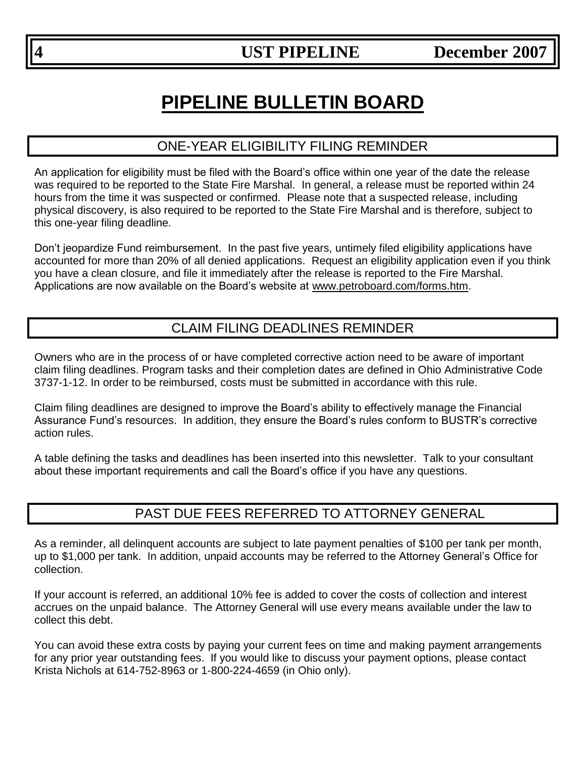# PIPELINE BULLETIN BOARD

## ONE-YEAR ELIGIBILITY FILING REMINDER

An application for eligibility must be filed with the Board's office within one year of the date the release was required to be reported to the State Fire Marshal. In general, a release must be reported within 24 hours from the time it was suspected or confirmed. Please note that a suspected release, including physical discovery, is also required to be reported to the State Fire Marshal and is therefore, subject to this one-year filing deadline.

Don't jeopardize Fund reimbursement. In the past five years, untimely filed eligibility applications have accounted for more than 20% of all denied applications. Request an eligibility application even if you think you have a clean closure, and file it immediately after the release is reported to the Fire Marshal. Applications are now available on the Board's website at www.petroboard.com/forms.htm.

## CLAIM FILING DEADLINES REMINDER

Owners who are in the process of or have completed corrective action need to be aware of important claim filing deadlines. Program tasks and their completion dates are defined in Ohio Administrative Code 3737-1-12. In order to be reimbursed, costs must be submitted in accordance with this rule.

Claim filing deadlines are designed to improve the Board's ability to effectively manage the Financial Assurance Fund's resources. In addition, they ensure the Board's rules conform to BUSTR's corrective action rules.

A table defining the tasks and deadlines has been inserted into this newsletter. Talk to your consultant about these important requirements and call the Board's office if you have any questions.

## PAST DUE FEES REFERRED TO ATTORNEY GENERAL

As a reminder, all delinquent accounts are subject to late payment penalties of $100 per tank per month, up to $1,000 per tank. In addition, unpaid accounts may be referred to the Attorney General's Office for collection.

If your account is referred, an additional 10% fee is added to cover the costs of collection and interest accrues on the unpaid balance. The Attorney General will use every means available under the law to collect this debt.

You can avoid these extra costs by paying your current fees on time and making payment arrangements for any prior year outstanding fees. If you would like to discuss your payment options, please contact Krista Nichols at 614-752-8963 or 1-800-224-4659 (in Ohio only).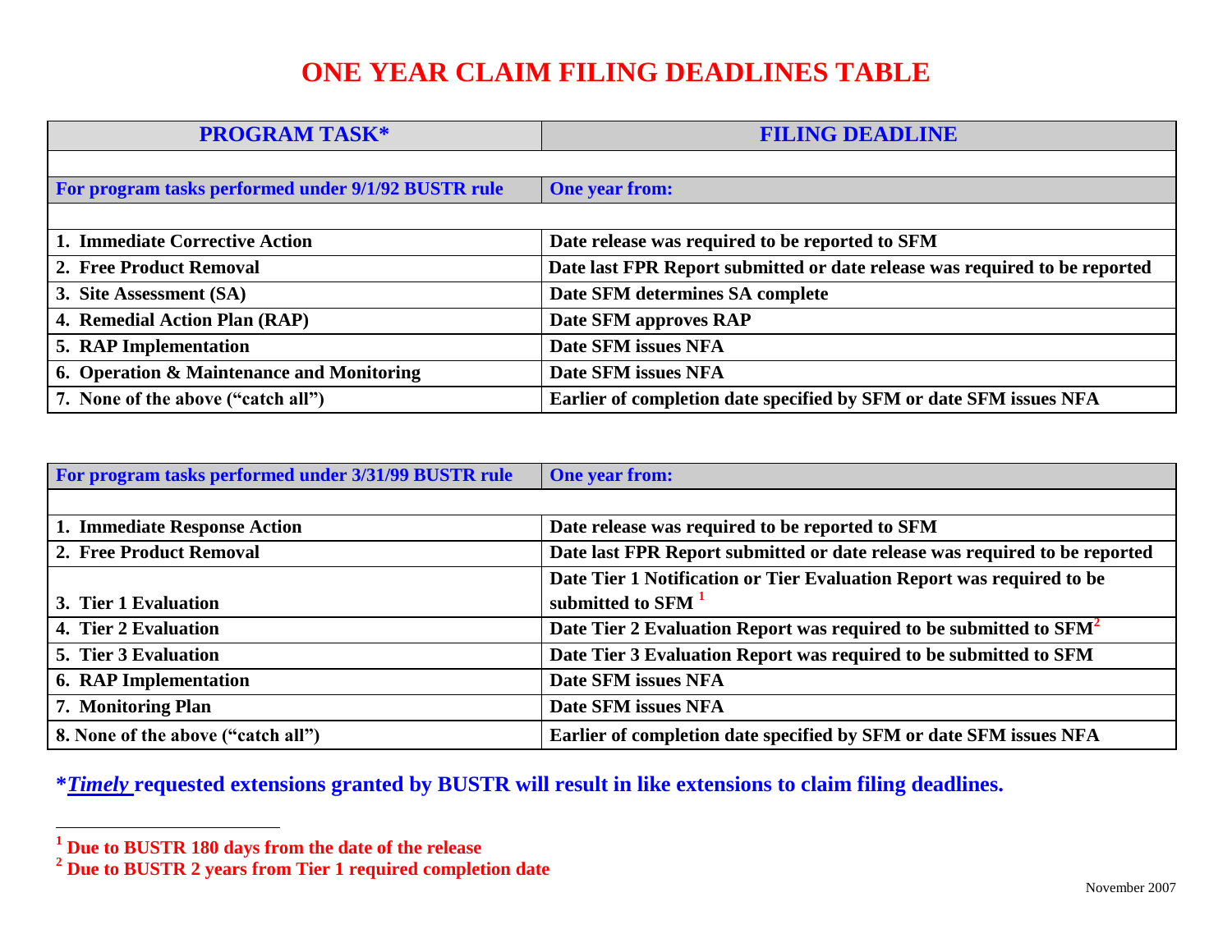# ONE YEAR CLAIM FILING DEADLINES TABLE

| PROGRAM TASK* | FILING DEADLINE |
|---|---|
| | |
| **For program tasks performed under 9/1/92 BUSTR rule** | **One year from:** |
| | |
| **1. Immediate Corrective Action** | **Date release was required to be reported to SFM** |
| **2. Free Product Removal** | **Date last FPR Report submitted or date release was required to be reported** |
| **3. Site Assessment (SA)** | **Date SFM determines SA complete** |
| **4. Remedial Action Plan (RAP)** | **Date SFM approves RAP** |
| **5. RAP Implementation** | **Date SFM issues NFA** |
| **6. Operation & Maintenance and Monitoring** | **Date SFM issues NFA** |
| **7. None of the above ("catch all")** | **Earlier of completion date specified by SFM or date SFM issues NFA** |

| For program tasks performed under 3/31/99 BUSTR rule | One year from: |
|---|---|
| | |
| **1. Immediate Response Action** | **Date release was required to be reported to SFM** |
| **2. Free Product Removal** | **Date last FPR Report submitted or date release was required to be reported** |
| **3. Tier 1 Evaluation** | **Date Tier 1 Notification or Tier Evaluation Report was required to be submitted to SFM** [1] |
| **4. Tier 2 Evaluation** | **Date Tier 2 Evaluation Report was required to be submitted to SFM**[2] |
| **5. Tier 3 Evaluation** | **Date Tier 3 Evaluation Report was required to be submitted to SFM** |
| **6. RAP Implementation** | **Date SFM issues NFA** |
| **7. Monitoring Plan** | **Date SFM issues NFA** |
| **8. None of the above ("catch all")** | **Earlier of completion date specified by SFM or date SFM issues NFA** |

**\****_Timely_* **requested extensions granted by BUSTR will result in like extensions to claim filing deadlines.**

---

[1] **Due to BUSTR 180 days from the date of the release**

[2] **Due to BUSTR 2 years from Tier 1 required completion date**

November 2007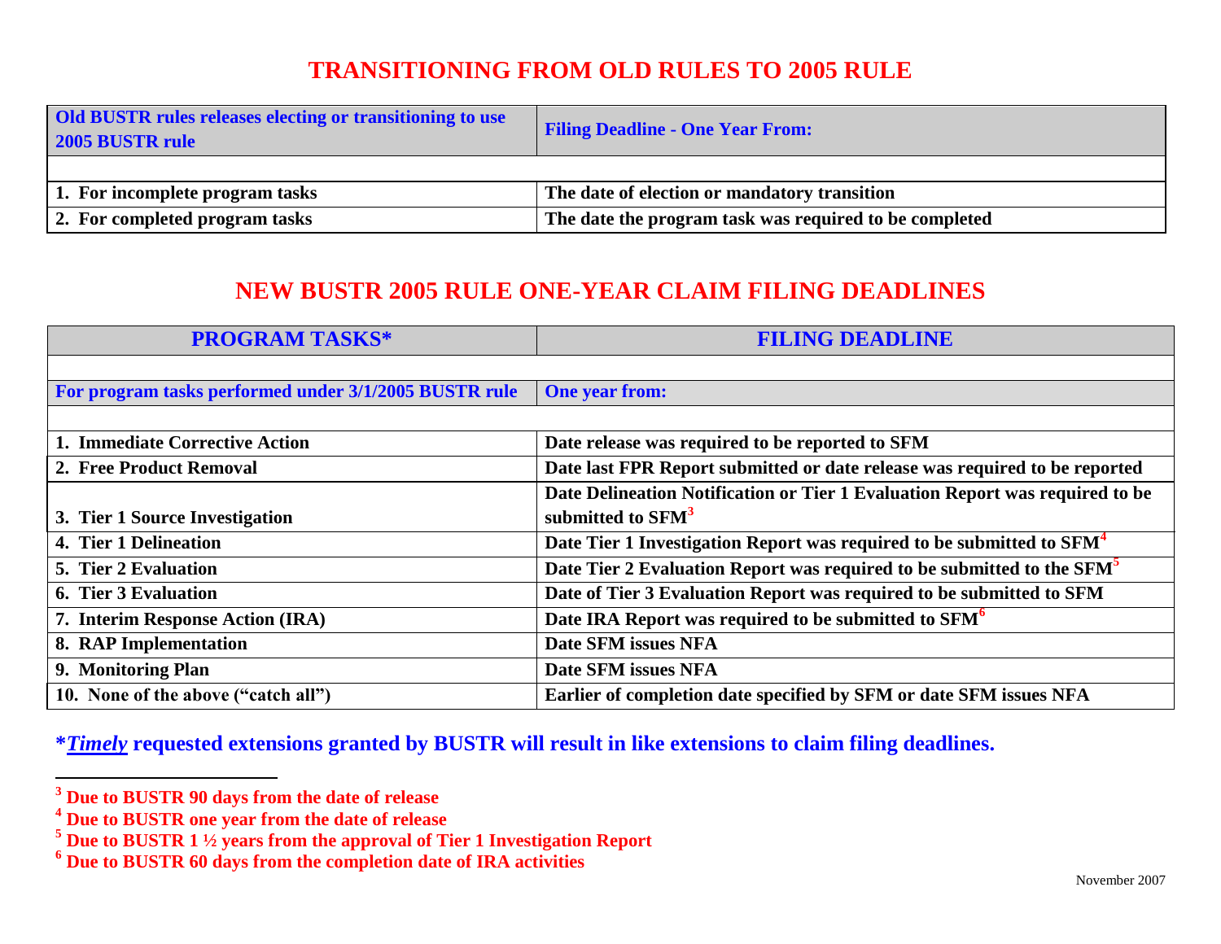# TRANSITIONING FROM OLD RULES TO 2005 RULE

| Old BUSTR rules releases electing or transitioning to use 2005 BUSTR rule | Filing Deadline - One Year From: |
|---|---|
| | |
| 1. For incomplete program tasks | The date of election or mandatory transition |
| 2. For completed program tasks | The date the program task was required to be completed |

# NEW BUSTR 2005 RULE ONE-YEAR CLAIM FILING DEADLINES

| PROGRAM TASKS* | FILING DEADLINE |
|---|---|
| | |
| For program tasks performed under 3/1/2005 BUSTR rule | One year from: |
| | |
| 1. Immediate Corrective Action | Date release was required to be reported to SFM |
| 2. Free Product Removal | Date last FPR Report submitted or date release was required to be reported |
| 3. Tier 1 Source Investigation | Date Delineation Notification or Tier 1 Evaluation Report was required to be submitted to SFM[3] |
| 4. Tier 1 Delineation | Date Tier 1 Investigation Report was required to be submitted to SFM[4] |
| 5. Tier 2 Evaluation | Date Tier 2 Evaluation Report was required to be submitted to the SFM[5] |
| 6. Tier 3 Evaluation | Date of Tier 3 Evaluation Report was required to be submitted to SFM |
| 7. Interim Response Action (IRA) | Date IRA Report was required to be submitted to SFM[6] |
| 8. RAP Implementation | Date SFM issues NFA |
| 9. Monitoring Plan | Date SFM issues NFA |
| 10. None of the above ("catch all") | Earlier of completion date specified by SFM or date SFM issues NFA |

***Timely* requested extensions granted by BUSTR will result in like extensions to claim filing deadlines.**

---

[3] Due to BUSTR 90 days from the date of release

[4] Due to BUSTR one year from the date of release

[5] Due to BUSTR 1 ½ years from the approval of Tier 1 Investigation Report

[6] Due to BUSTR 60 days from the completion date of IRA activities

November 2007